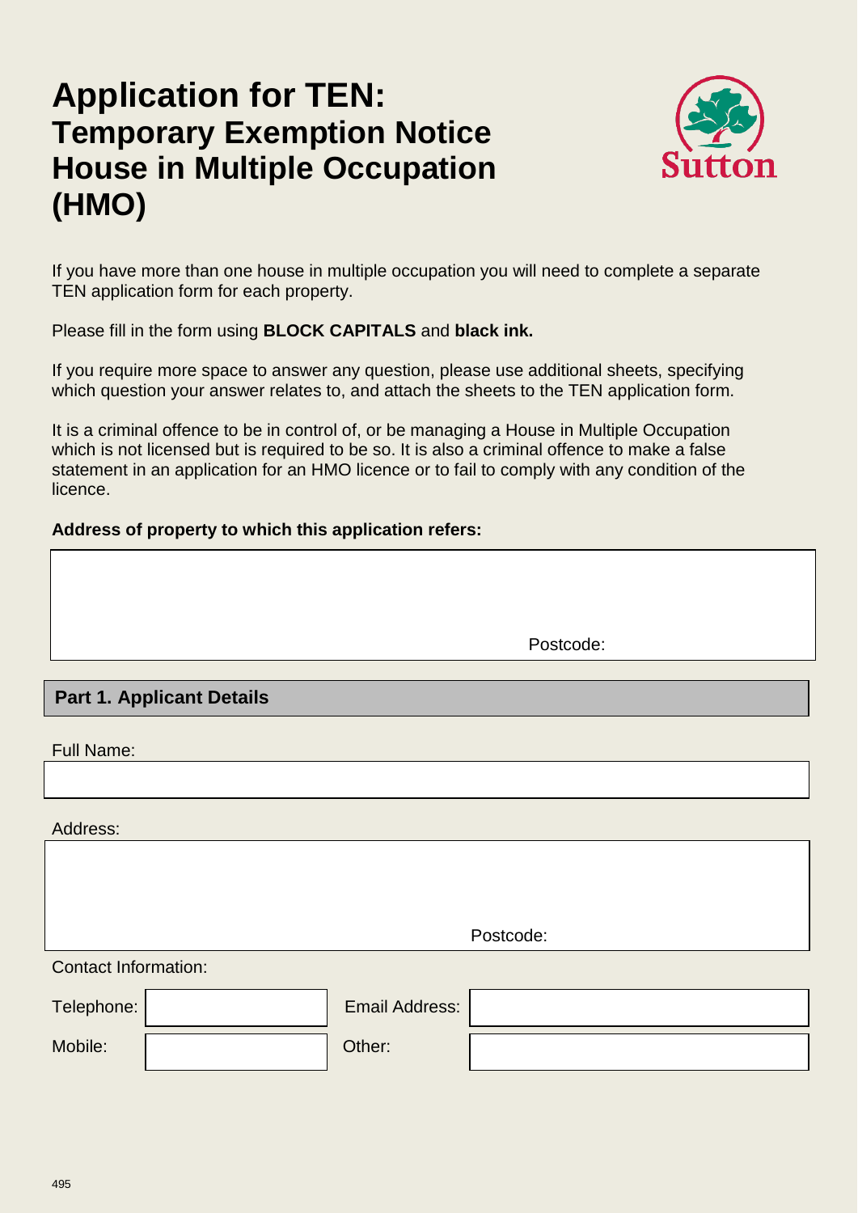# Application for TEN: Temporary Exemption Notice House in Multiple Occupation (HMO)

If you have more than one house in multiple occupation you will need to complete a separate TEN application form for each property.

Please fill in the form using **BLOCK CAPITALS** and **black ink.**

If you require more space to answer any question, please use additional sheets, specifying which question your answer relates to, and attach the sheets to the TEN application form.

It is a criminal offence to be in control of, or be managing a House in Multiple Occupation which is not licensed but is required to be so. It is also a criminal offence to make a false statement in an application for an HMO licence or to fail to comply with any condition of the licence.

**Address of property to which this application refers:**

Postcode:

## Part 1. Applicant Details

Full Name:

Address:

Postcode:

Contact Information:

| | | | |
|---|---|---|---|
| Telephone: | | Email Address: | |
| Mobile: | | Other: | |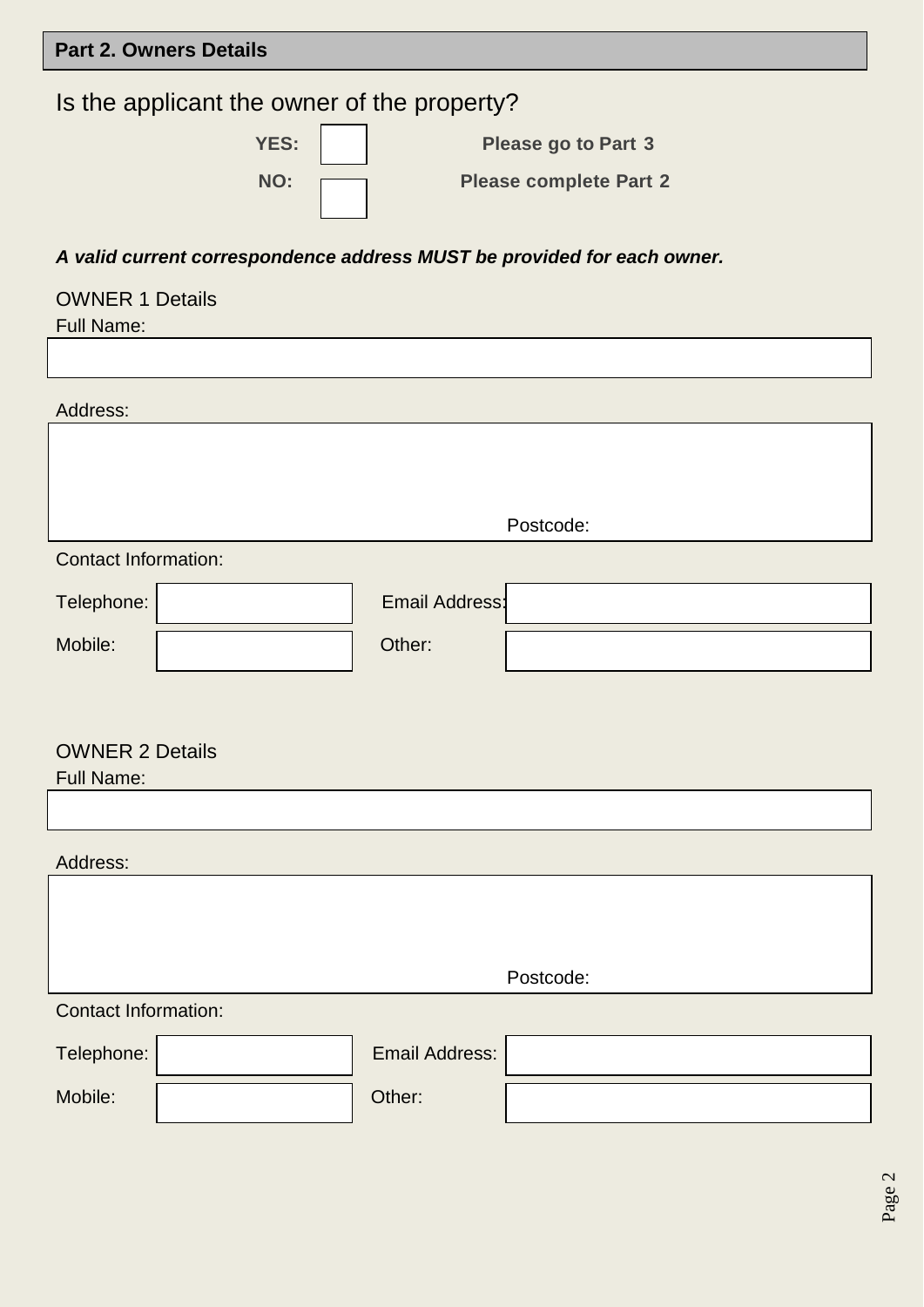## Part 2. Owners Details

Is the applicant the owner of the property?

**YES:** ☐ **Please go to Part 3**

**NO:** ☐ **Please complete Part 2**

***A valid current correspondence address MUST be provided for each owner.***

### OWNER 1 Details

Full Name:

Address:

Postcode:

Contact Information:

| | | | |
|---|---|---|---|
| Telephone: | | Email Address: | |
| Mobile: | | Other: | |

### OWNER 2 Details

Full Name:

Address:

Postcode:

Contact Information:

| | | | |
|---|---|---|---|
| Telephone: | | Email Address: | |
| Mobile: | | Other: | |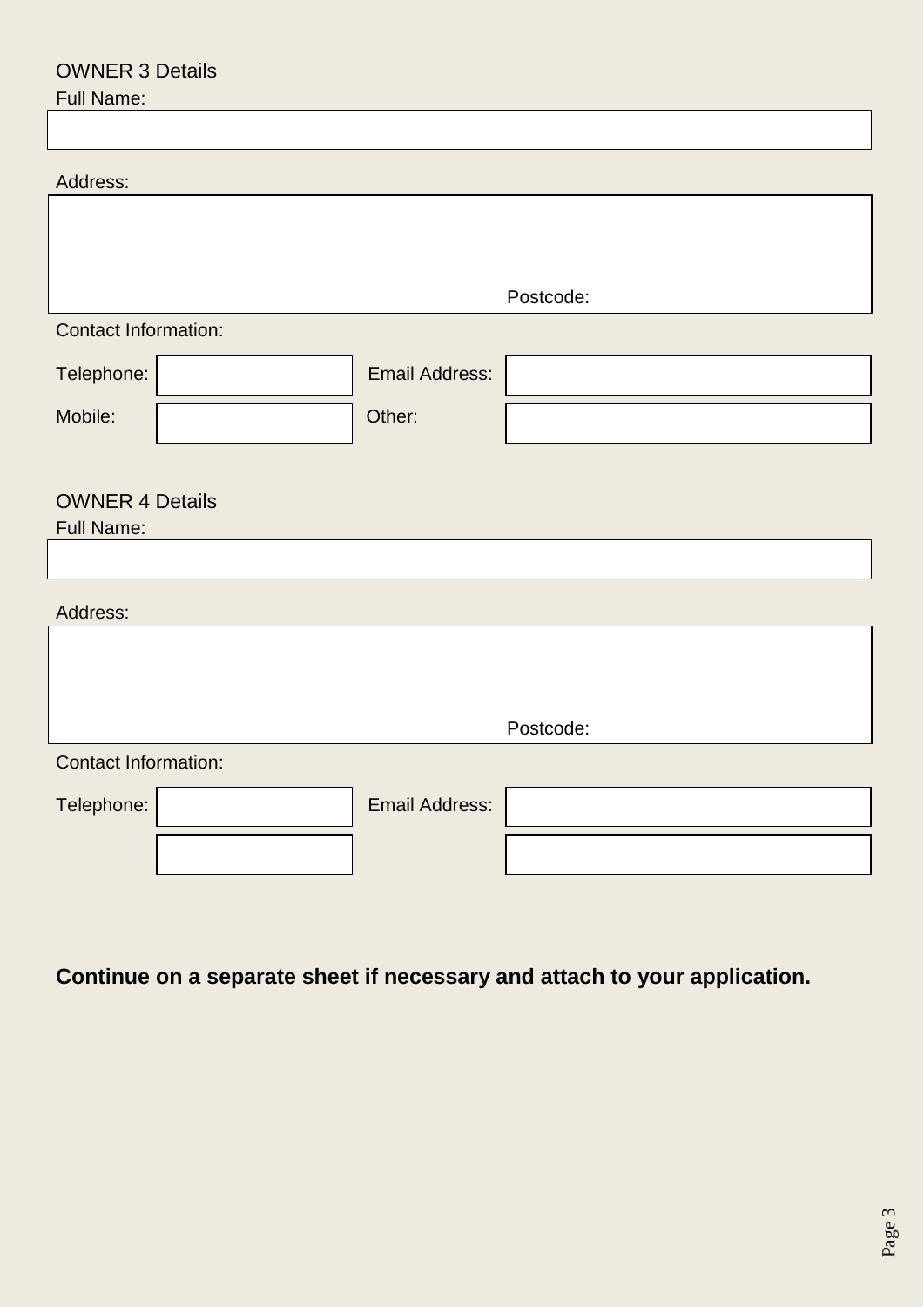OWNER 3 Details

Full Name:

Address:

Postcode:

Contact Information:

| Telephone: | | Email Address: | |
|---|---|---|---|
| Mobile: | | Other: | |

OWNER 4 Details

Full Name:

Address:

Postcode:

Contact Information:

| Telephone: | | Email Address: | |
|---|---|---|---|
| | | | |

**Continue on a separate sheet if necessary and attach to your application.**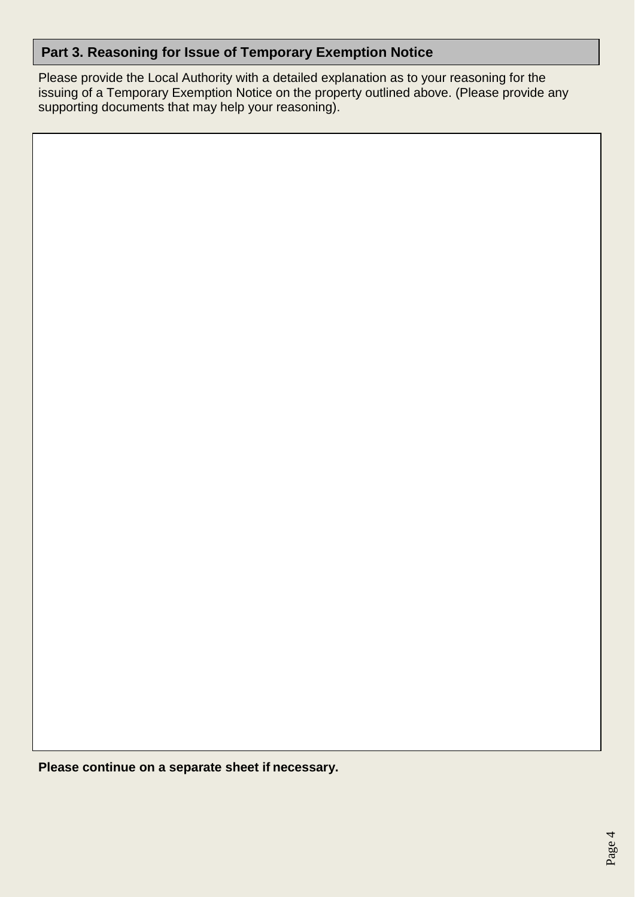## Part 3. Reasoning for Issue of Temporary Exemption Notice

Please provide the Local Authority with a detailed explanation as to your reasoning for the issuing of a Temporary Exemption Notice on the property outlined above. (Please provide any supporting documents that may help your reasoning).

**Please continue on a separate sheet if necessary.**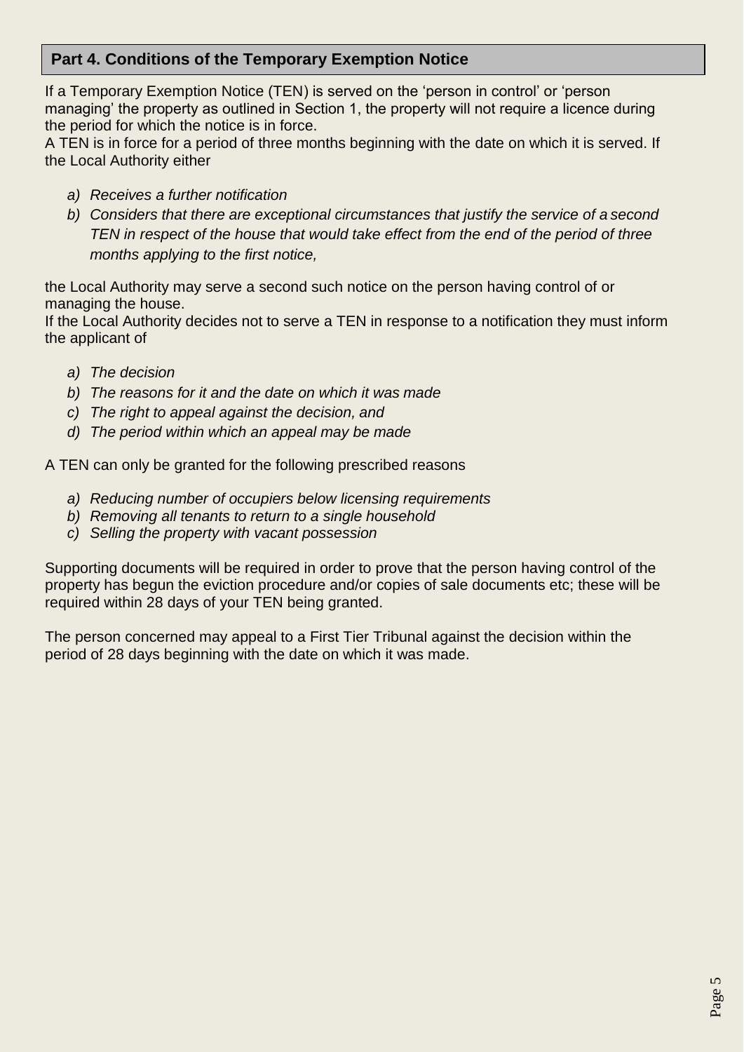## Part 4. Conditions of the Temporary Exemption Notice

If a Temporary Exemption Notice (TEN) is served on the 'person in control' or 'person managing' the property as outlined in Section 1, the property will not require a licence during the period for which the notice is in force.
A TEN is in force for a period of three months beginning with the date on which it is served. If the Local Authority either

a) *Receives a further notification*
b) *Considers that there are exceptional circumstances that justify the service of a second TEN in respect of the house that would take effect from the end of the period of three months applying to the first notice,*

the Local Authority may serve a second such notice on the person having control of or managing the house.
If the Local Authority decides not to serve a TEN in response to a notification they must inform the applicant of

a) *The decision*
b) *The reasons for it and the date on which it was made*
c) *The right to appeal against the decision, and*
d) *The period within which an appeal may be made*

A TEN can only be granted for the following prescribed reasons

a) *Reducing number of occupiers below licensing requirements*
b) *Removing all tenants to return to a single household*
c) *Selling the property with vacant possession*

Supporting documents will be required in order to prove that the person having control of the property has begun the eviction procedure and/or copies of sale documents etc; these will be required within 28 days of your TEN being granted.

The person concerned may appeal to a First Tier Tribunal against the decision within the period of 28 days beginning with the date on which it was made.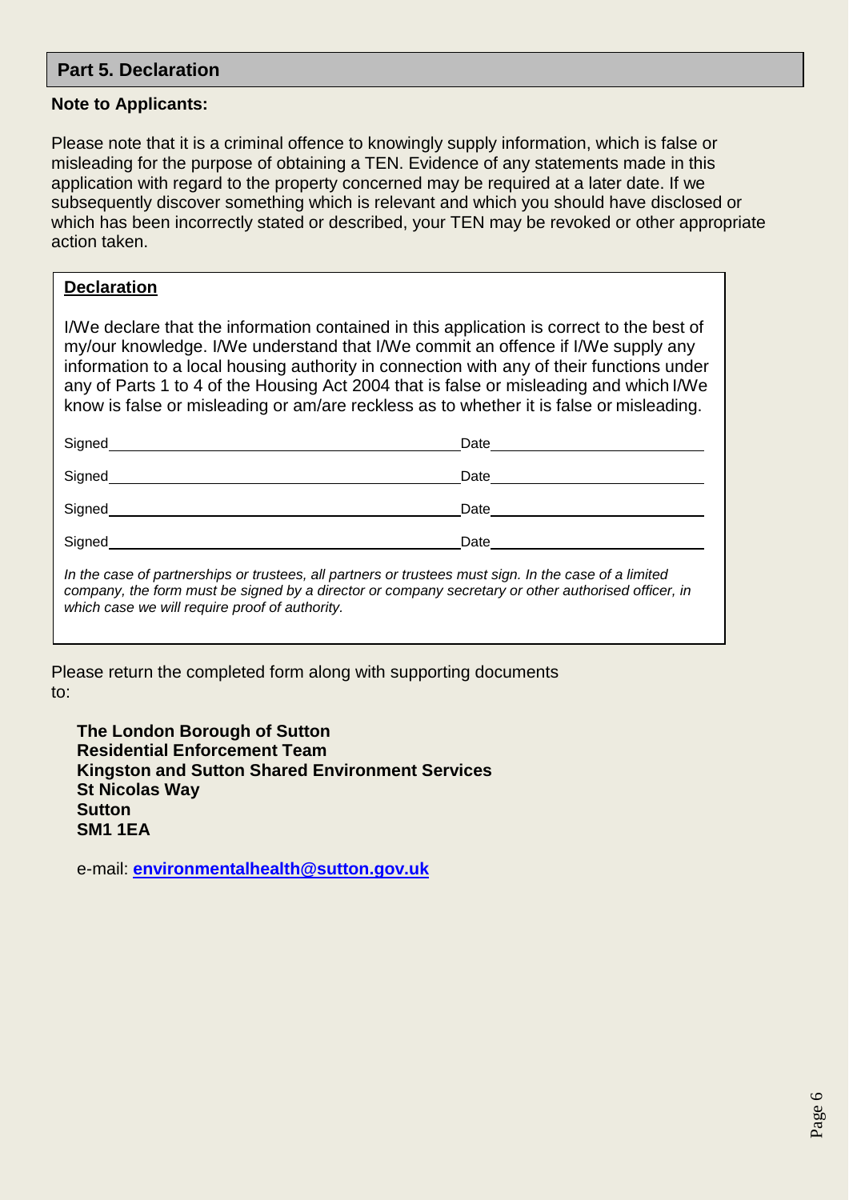## Part 5. Declaration

**Note to Applicants:**

Please note that it is a criminal offence to knowingly supply information, which is false or misleading for the purpose of obtaining a TEN. Evidence of any statements made in this application with regard to the property concerned may be required at a later date. If we subsequently discover something which is relevant and which you should have disclosed or which has been incorrectly stated or described, your TEN may be revoked or other appropriate action taken.

### Declaration

I/We declare that the information contained in this application is correct to the best of my/our knowledge. I/We understand that I/We commit an offence if I/We supply any information to a local housing authority in connection with any of their functions under any of Parts 1 to 4 of the Housing Act 2004 that is false or misleading and which I/We know is false or misleading or am/are reckless as to whether it is false or misleading.

Signed____________________________________ Date______________________

Signed____________________________________ Date______________________

Signed____________________________________ Date______________________

Signed____________________________________ Date______________________

*In the case of partnerships or trustees, all partners or trustees must sign. In the case of a limited company, the form must be signed by a director or company secretary or other authorised officer, in which case we will require proof of authority.*

Please return the completed form along with supporting documents to:

**The London Borough of Sutton**
**Residential Enforcement Team**
**Kingston and Sutton Shared Environment Services**
**St Nicolas Way**
**Sutton**
**SM1 1EA**

e-mail: **environmentalhealth@sutton.gov.uk**